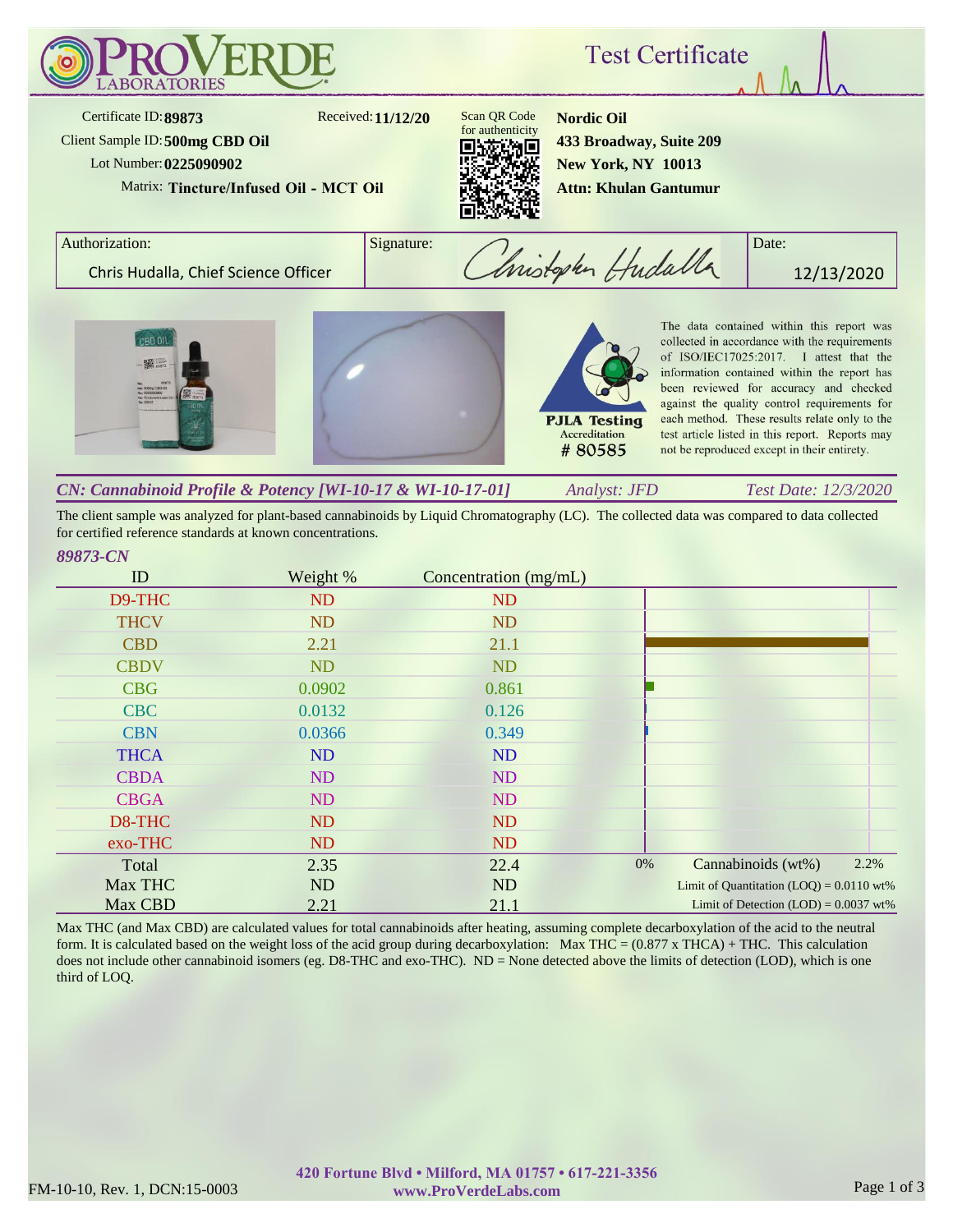# ProVerde Laboratories — Test Certificate

Certificate ID: **89873**
Received: **11/12/20**
Client Sample ID: **500mg CBD Oil**
Lot Number: **0225090902**
Matrix: **Tincture/Infused Oil - MCT Oil**

Scan QR Code for authenticity

**Nordic Oil**
**433 Broadway, Suite 209**
**New York, NY 10013**
**Attn: Khulan Gantumur**

| Authorization: | Signature: | Date: |
|---|---|---|
| Chris Hudalla, Chief Science Officer | Christopher Hudalla | 12/13/2020 |

PJLA Testing Accreditation # 80585

The data contained within this report was collected in accordance with the requirements of ISO/IEC17025:2017. I attest that the information contained within the report has been reviewed for accuracy and checked against the quality control requirements for each method. These results relate only to the test article listed in this report. Reports may not be reproduced except in their entirety.

## *CN: Cannabinoid Profile & Potency [WI-10-17 & WI-10-17-01]*

*Analyst: JFD* — *Test Date: 12/3/2020*

The client sample was analyzed for plant-based cannabinoids by Liquid Chromatography (LC). The collected data was compared to data collected for certified reference standards at known concentrations.

*89873-CN*

| ID | Weight % | Concentration (mg/mL) |
|---|---|---|
| D9-THC | ND | ND |
| THCV | ND | ND |
| CBD | 2.21 | 21.1 |
| CBDV | ND | ND |
| CBG | 0.0902 | 0.861 |
| CBC | 0.0132 | 0.126 |
| CBN | 0.0366 | 0.349 |
| THCA | ND | ND |
| CBDA | ND | ND |
| CBGA | ND | ND |
| D8-THC | ND | ND |
| exo-THC | ND | ND |
| Total | 2.35 | 22.4 |
| Max THC | ND | ND |
| Max CBD | 2.21 | 21.1 |

0% Cannabinoids (wt%) 2.2%

Limit of Quantitation (LOQ) = 0.0110 wt%
Limit of Detection (LOD) = 0.0037 wt%

Max THC (and Max CBD) are calculated values for total cannabinoids after heating, assuming complete decarboxylation of the acid to the neutral form. It is calculated based on the weight loss of the acid group during decarboxylation: Max THC = (0.877 x THCA) + THC. This calculation does not include other cannabinoid isomers (eg. D8-THC and exo-THC). ND = None detected above the limits of detection (LOD), which is one third of LOQ.

FM-10-10, Rev. 1, DCN:15-0003

**420 Fortune Blvd • Milford, MA 01757 • 617-221-3356**
**www.ProVerdeLabs.com**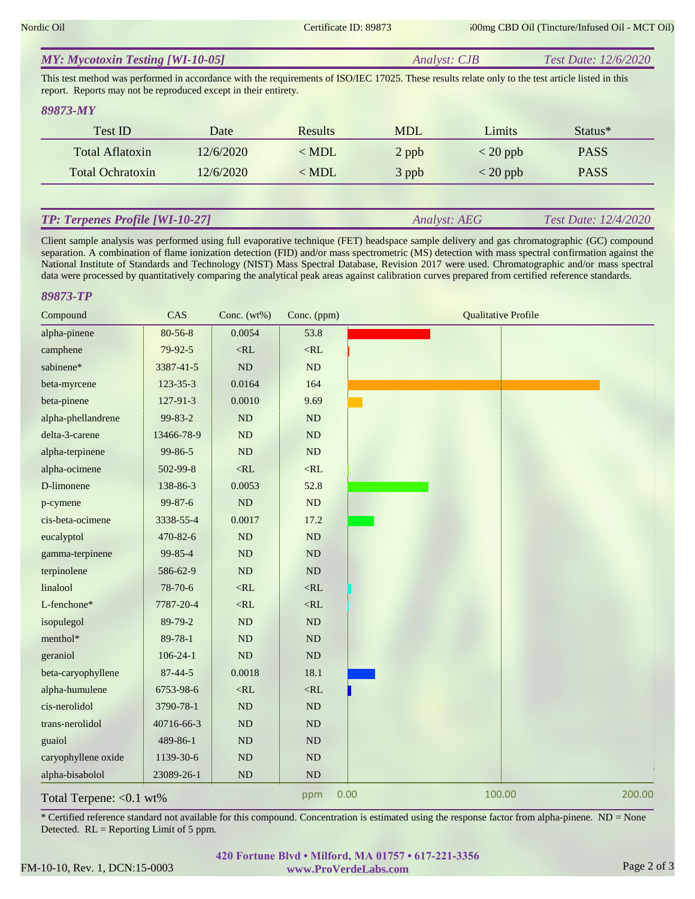## MY: Mycotoxin Testing [WI-10-05]

*Analyst: CJB* *Test Date: 12/6/2020*

This test method was performed in accordance with the requirements of ISO/IEC 17025. These results relate only to the test article listed in this report. Reports may not be reproduced except in their entirety.

### 89873-MY

| Test ID | Date | Results | MDL | Limits | Status* |
|---|---|---|---|---|---|
| Total Aflatoxin | 12/6/2020 | < MDL | 2 ppb | < 20 ppb | PASS |
| Total Ochratoxin | 12/6/2020 | < MDL | 3 ppb | < 20 ppb | PASS |

## TP: Terpenes Profile [WI-10-27]

*Analyst: AEG* *Test Date: 12/4/2020*

Client sample analysis was performed using full evaporative technique (FET) headspace sample delivery and gas chromatographic (GC) compound separation. A combination of flame ionization detection (FID) and/or mass spectrometric (MS) detection with mass spectral confirmation against the National Institute of Standards and Technology (NIST) Mass Spectral Database, Revision 2017 were used. Chromatographic and/or mass spectral data were processed by quantitatively comparing the analytical peak areas against calibration curves prepared from certified reference standards.

### 89873-TP

| Compound | CAS | Conc. (wt%) | Conc. (ppm) |
|---|---|---|---|
| alpha-pinene | 80-56-8 | 0.0054 | 53.8 |
| camphene | 79-92-5 | <RL | <RL |
| sabinene* | 3387-41-5 | ND | ND |
| beta-myrcene | 123-35-3 | 0.0164 | 164 |
| beta-pinene | 127-91-3 | 0.0010 | 9.69 |
| alpha-phellandrene | 99-83-2 | ND | ND |
| delta-3-carene | 13466-78-9 | ND | ND |
| alpha-terpinene | 99-86-5 | ND | ND |
| alpha-ocimene | 502-99-8 | <RL | <RL |
| D-limonene | 138-86-3 | 0.0053 | 52.8 |
| p-cymene | 99-87-6 | ND | ND |
| cis-beta-ocimene | 3338-55-4 | 0.0017 | 17.2 |
| eucalyptol | 470-82-6 | ND | ND |
| gamma-terpinene | 99-85-4 | ND | ND |
| terpinolene | 586-62-9 | ND | ND |
| linalool | 78-70-6 | <RL | <RL |
| L-fenchone* | 7787-20-4 | <RL | <RL |
| isopulegol | 89-79-2 | ND | ND |
| menthol* | 89-78-1 | ND | ND |
| geraniol | 106-24-1 | ND | ND |
| beta-caryophyllene | 87-44-5 | 0.0018 | 18.1 |
| alpha-humulene | 6753-98-6 | <RL | <RL |
| cis-nerolidol | 3790-78-1 | ND | ND |
| trans-nerolidol | 40716-66-3 | ND | ND |
| guaiol | 489-86-1 | ND | ND |
| caryophyllene oxide | 1139-30-6 | ND | ND |
| alpha-bisabolol | 23089-26-1 | ND | ND |

Qualitative Profile

ppm 0.00 100.00 200.00

Total Terpene: <0.1 wt%

\* Certified reference standard not available for this compound. Concentration is estimated using the response factor from alpha-pinene. ND = None Detected. RL = Reporting Limit of 5 ppm.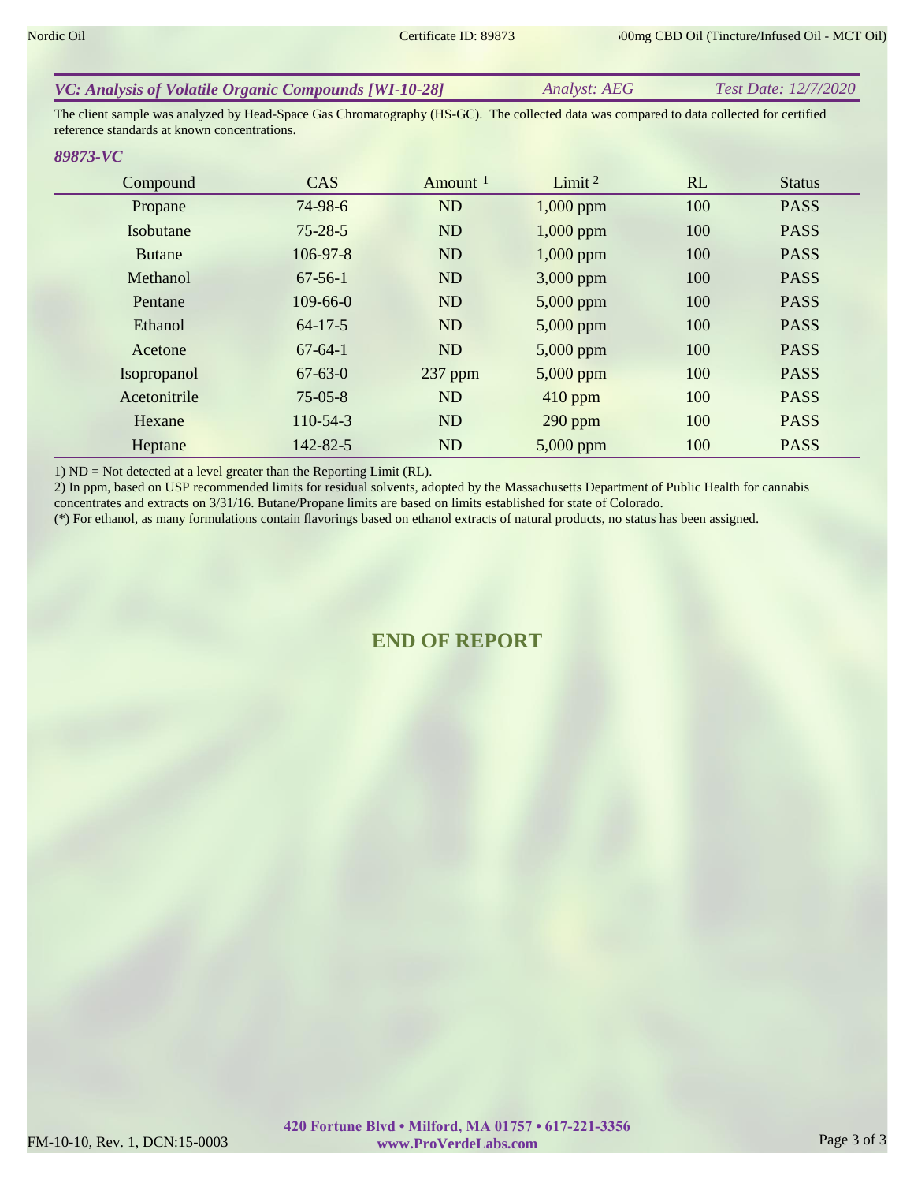## *VC: Analysis of Volatile Organic Compounds [WI-10-28]* *Analyst: AEG* *Test Date: 12/7/2020*

The client sample was analyzed by Head-Space Gas Chromatography (HS-GC). The collected data was compared to data collected for certified reference standards at known concentrations.

### *89873-VC*

| Compound | CAS | Amount [1] | Limit [2] | RL | Status |
|---|---|---|---|---|---|
| Propane | 74-98-6 | ND | 1,000 ppm | 100 | PASS |
| Isobutane | 75-28-5 | ND | 1,000 ppm | 100 | PASS |
| Butane | 106-97-8 | ND | 1,000 ppm | 100 | PASS |
| Methanol | 67-56-1 | ND | 3,000 ppm | 100 | PASS |
| Pentane | 109-66-0 | ND | 5,000 ppm | 100 | PASS |
| Ethanol | 64-17-5 | ND | 5,000 ppm | 100 | PASS |
| Acetone | 67-64-1 | ND | 5,000 ppm | 100 | PASS |
| Isopropanol | 67-63-0 | 237 ppm | 5,000 ppm | 100 | PASS |
| Acetonitrile | 75-05-8 | ND | 410 ppm | 100 | PASS |
| Hexane | 110-54-3 | ND | 290 ppm | 100 | PASS |
| Heptane | 142-82-5 | ND | 5,000 ppm | 100 | PASS |

1) ND = Not detected at a level greater than the Reporting Limit (RL).
2) In ppm, based on USP recommended limits for residual solvents, adopted by the Massachusetts Department of Public Health for cannabis concentrates and extracts on 3/31/16. Butane/Propane limits are based on limits established for state of Colorado.
(*) For ethanol, as many formulations contain flavorings based on ethanol extracts of natural products, no status has been assigned.

## END OF REPORT

**420 Fortune Blvd • Milford, MA 01757 • 617-221-3356**
**www.ProVerdeLabs.com**

FM-10-10, Rev. 1, DCN:15-0003